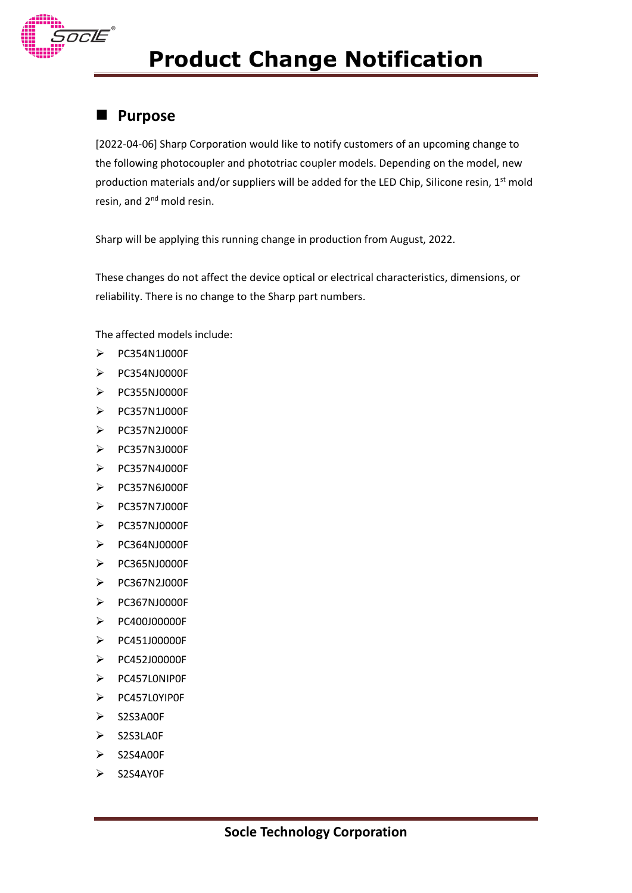# Product Change Notification

## Purpose

[2022-04-06] Sharp Corporation would like to notify customers of an upcoming change to the following photocoupler and phototriac coupler models. Depending on the model, new production materials and/or suppliers will be added for the LED Chip, Silicone resin, 1st mold resin, and 2nd mold resin.

Sharp will be applying this running change in production from August, 2022.

These changes do not affect the device optical or electrical characteristics, dimensions, or reliability. There is no change to the Sharp part numbers.

The affected models include:

- PC354N1J000F
- PC354NJ0000F
- PC355NJ0000F
- PC357N1J000F
- PC357N2J000F
- PC357N3J000F
- PC357N4J000F
- PC357N6J000F
- PC357N7J000F
- PC357NJ0000F
- PC364NJ0000F
- PC365NJ0000F
- PC367N2J000F
- PC367NJ0000F
- PC400J00000F
- PC451J00000F
- PC452J00000F
- PC457L0NIP0F
- PC457L0YIP0F
- S2S3A00F
- S2S3LA0F
- S2S4A00F
- S2S4AY0F

**Socle Technology Corporation**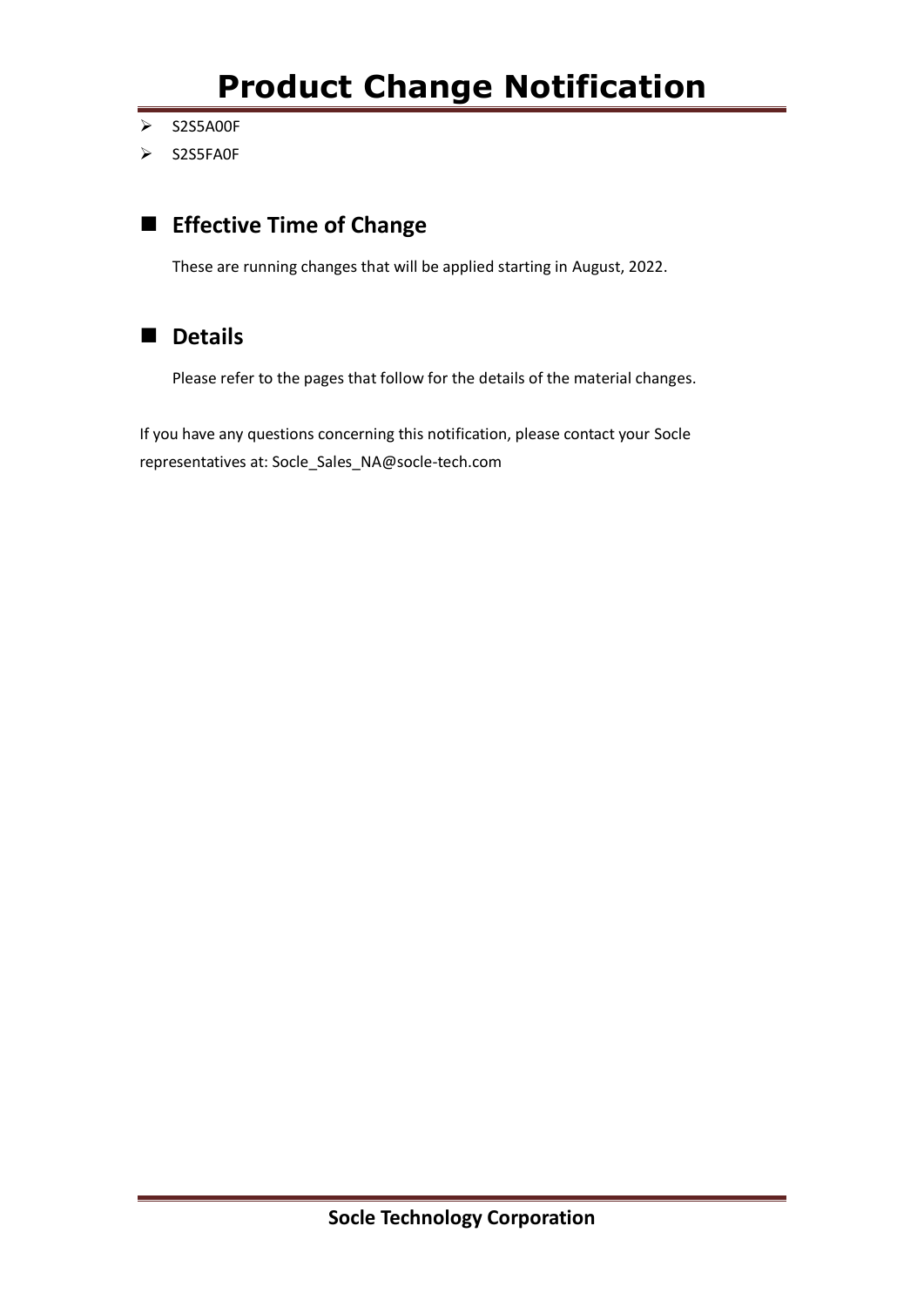- S2S5A00F
- S2S5FA0F

## Effective Time of Change

These are running changes that will be applied starting in August, 2022.

## Details

Please refer to the pages that follow for the details of the material changes.

If you have any questions concerning this notification, please contact your Socle representatives at: Socle_Sales_NA@socle-tech.com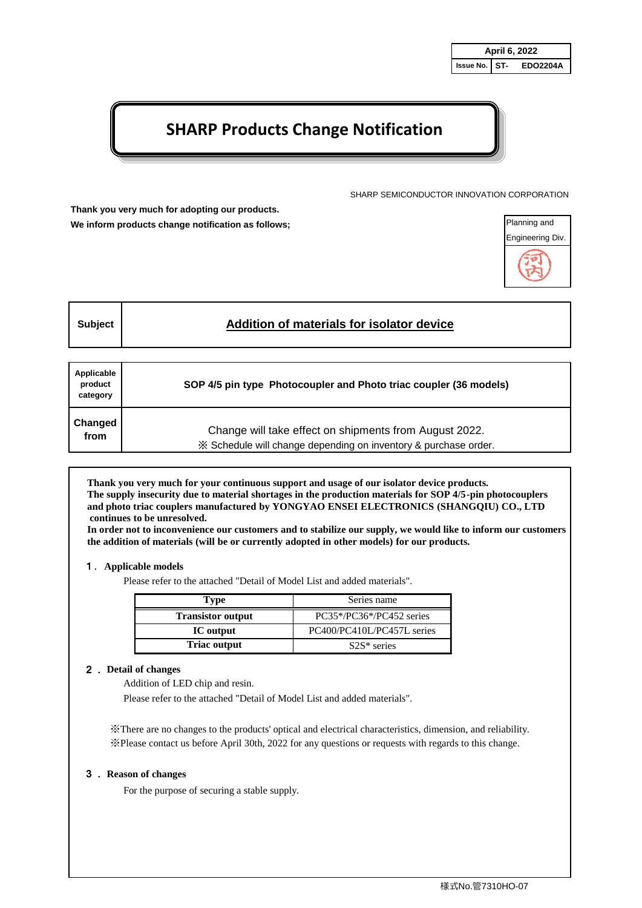| April 6, 2022 | |
|---|---|
| Issue No. | ST- EDO2204A |

# SHARP Products Change Notification

SHARP SEMICONDUCTOR INNOVATION CORPORATION

**Thank you very much for adopting our products.**
**We inform products change notification as follows;**

| Planning and Engineering Div. |
|---|
| 河内 |

| **Subject** | **Addition of materials for isolator device** |
|---|---|

| **Applicable product category** | **SOP 4/5 pin type Photocoupler and Photo triac coupler (36 models)** |
|---|---|
| **Changed from** | Change will take effect on shipments from August 2022. ※ Schedule will change depending on inventory & purchase order. |

**Thank you very much for your continuous support and usage of our isolator device products.**
**The supply insecurity due to material shortages in the production materials for SOP 4/5-pin photocouplers and photo triac couplers manufactured by YONGYAO ENSEI ELECTRONICS (SHANGQIU) CO., LTD continues to be unresolved.**
**In order not to inconvenience our customers and to stabilize our supply, we would like to inform our customers the addition of materials (will be or currently adopted in other models) for our products.**

**1. Applicable models**

Please refer to the attached "Detail of Model List and added materials".

| Type | Series name |
|---|---|
| **Transistor output** | PC35*/PC36*/PC452 series |
| **IC output** | PC400/PC410L/PC457L series |
| **Triac output** | S2S* series |

**2. Detail of changes**

Addition of LED chip and resin.

Please refer to the attached "Detail of Model List and added materials".

※There are no changes to the products' optical and electrical characteristics, dimension, and reliability.
※Please contact us before April 30th, 2022 for any questions or requests with regards to this change.

**3. Reason of changes**

For the purpose of securing a stable supply.

様式No.管7310HO-07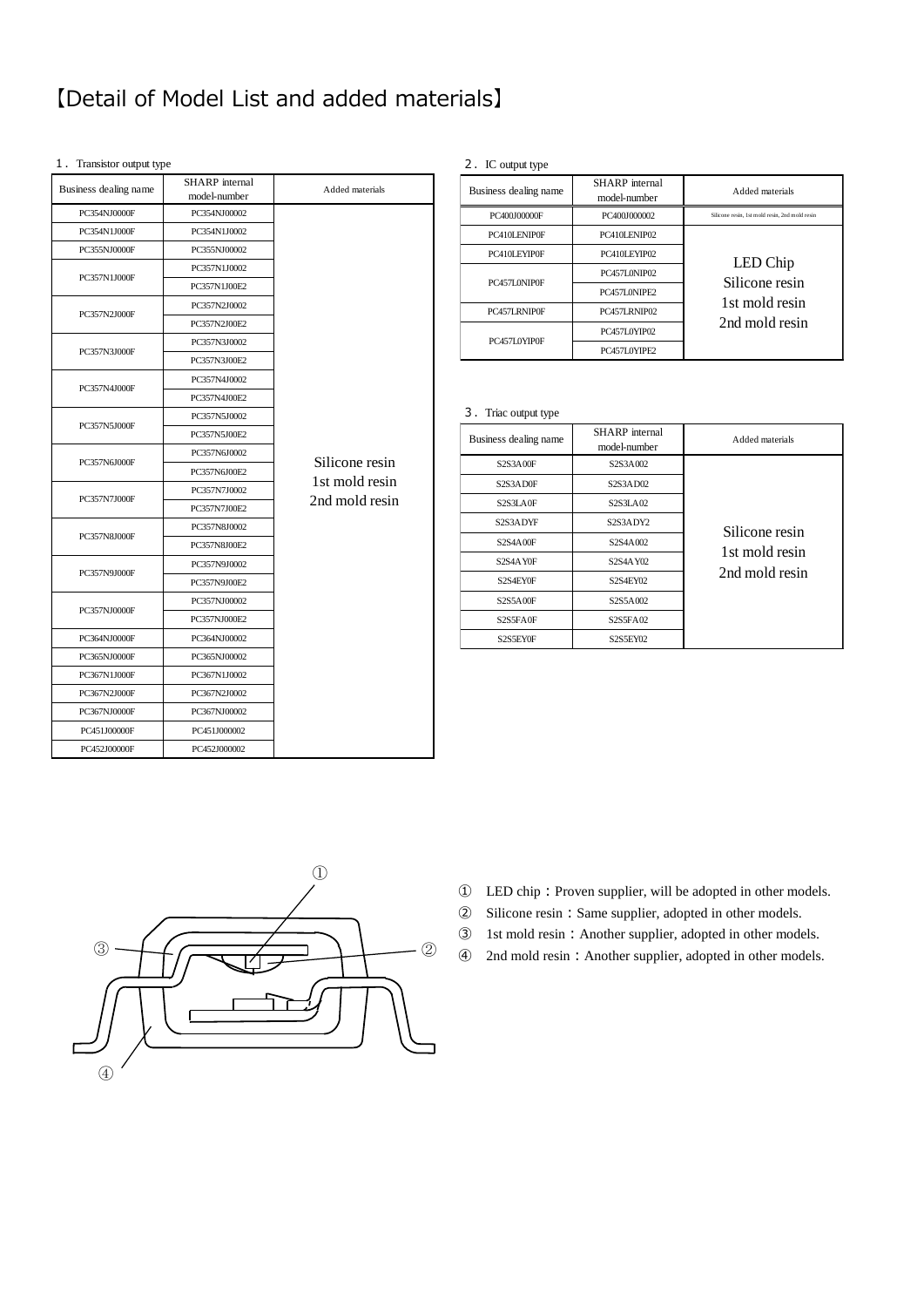# 【Detail of Model List and added materials】

１．Transistor output type

| Business dealing name | SHARP internal model-number | Added materials |
|---|---|---|
| PC354NJ0000F | PC354NJ00002 | Silicone resin<br>1st mold resin<br>2nd mold resin |
| PC354N1J000F | PC354N1J0002 | |
| PC355NJ0000F | PC355NJ00002 | |
| PC357N1J000F | PC357N1J0002 | |
| | PC357N1J00E2 | |
| PC357N2J000F | PC357N2J0002 | |
| | PC357N2J00E2 | |
| PC357N3J000F | PC357N3J0002 | |
| | PC357N3J00E2 | |
| PC357N4J000F | PC357N4J0002 | |
| | PC357N4J00E2 | |
| PC357N5J000F | PC357N5J0002 | |
| | PC357N5J00E2 | |
| PC357N6J000F | PC357N6J0002 | |
| | PC357N6J00E2 | |
| PC357N7J000F | PC357N7J0002 | |
| | PC357N7J00E2 | |
| PC357N8J000F | PC357N8J0002 | |
| | PC357N8J00E2 | |
| PC357N9J000F | PC357N9J0002 | |
| | PC357N9J00E2 | |
| PC357NJ0000F | PC357NJ00002 | |
| | PC357NJ000E2 | |
| PC364NJ0000F | PC364NJ00002 | |
| PC365NJ0000F | PC365NJ00002 | |
| PC367N1J000F | PC367N1J0002 | |
| PC367N2J000F | PC367N2J0002 | |
| PC367NJ0000F | PC367NJ00002 | |
| PC451J00000F | PC451J000002 | |
| PC452J00000F | PC452J000002 | |

２．IC output type

| Business dealing name | SHARP internal model-number | Added materials |
|---|---|---|
| PC400J00000F | PC400J000002 | Silicone resin, 1st mold resin, 2nd mold resin |
| PC410LENIP0F | PC410LENIP02 | LED Chip<br>Silicone resin<br>1st mold resin<br>2nd mold resin |
| PC410LEYIP0F | PC410LEYIP02 | |
| PC457L0NIP0F | PC457L0NIP02 | |
| | PC457L0NIPE2 | |
| PC457LRNIP0F | PC457LRNIP02 | |
| PC457L0YIP0F | PC457L0YIP02 | |
| | PC457L0YIPE2 | |

３．Triac output type

| Business dealing name | SHARP internal model-number | Added materials |
|---|---|---|
| S2S3A00F | S2S3A002 | Silicone resin<br>1st mold resin<br>2nd mold resin |
| S2S3AD0F | S2S3AD02 | |
| S2S3LA0F | S2S3LA02 | |
| S2S3ADYF | S2S3ADY2 | |
| S2S4A00F | S2S4A002 | |
| S2S4AY0F | S2S4AY02 | |
| S2S4EY0F | S2S4EY02 | |
| S2S5A00F | S2S5A002 | |
| S2S5FA0F | S2S5FA02 | |
| S2S5EY0F | S2S5EY02 | |

①

③

②

④

① LED chip：Proven supplier, will be adopted in other models.
② Silicone resin：Same supplier, adopted in other models.
③ 1st mold resin：Another supplier, adopted in other models.
④ 2nd mold resin：Another supplier, adopted in other models.